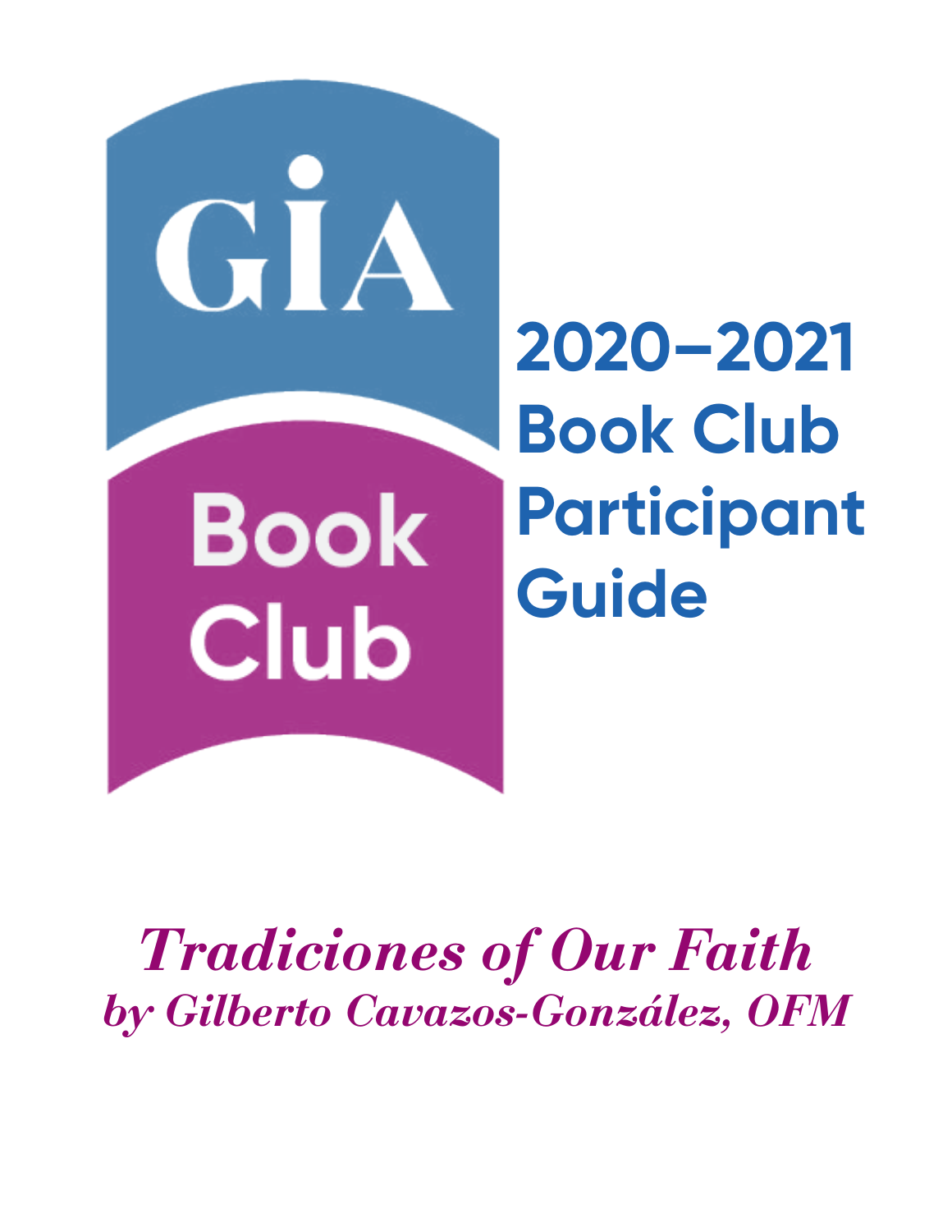GIA

Book Club

# 2020–2021 Book Club Participant Guide

***Tradiciones of Our Faith***

***by Gilberto Cavazos-González, OFM***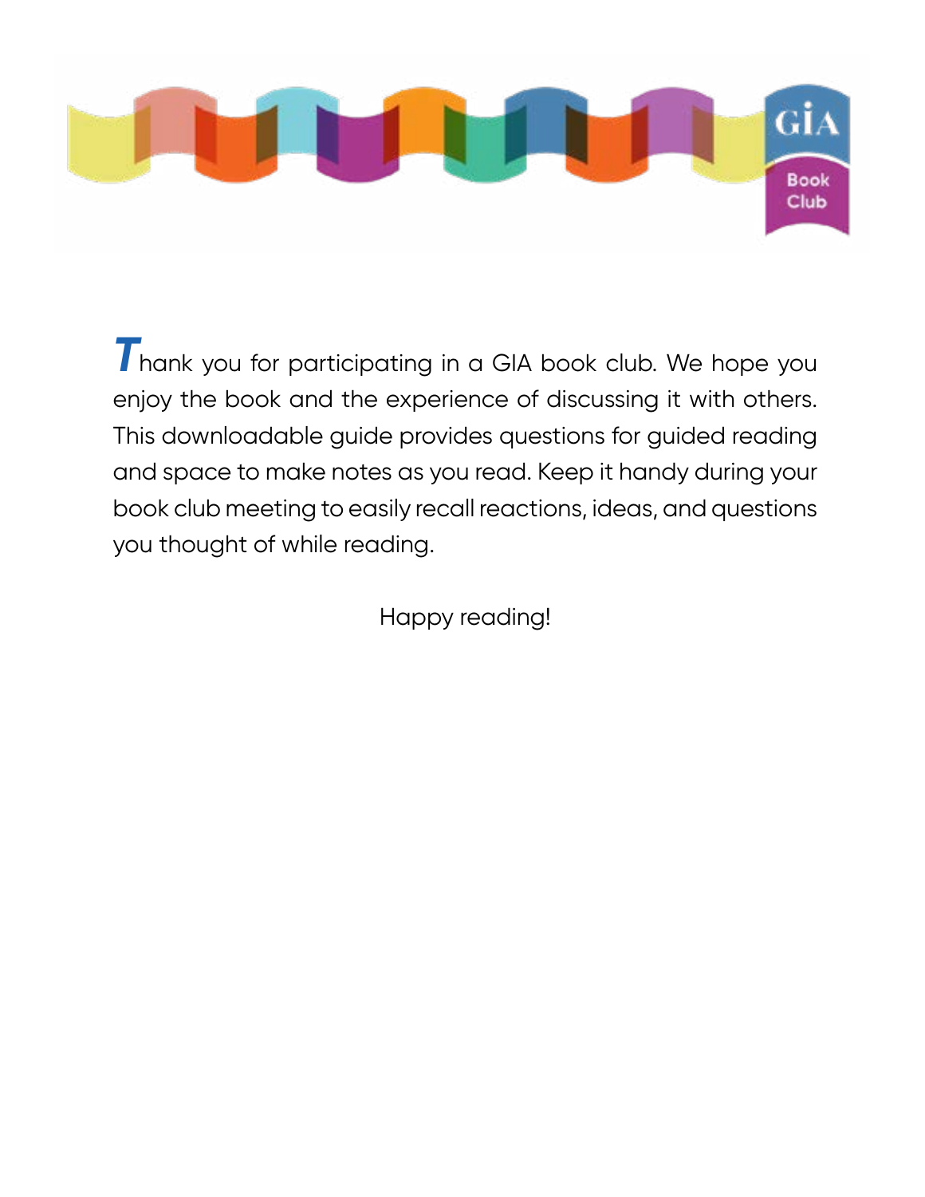Thank you for participating in a GIA book club. We hope you enjoy the book and the experience of discussing it with others. This downloadable guide provides questions for guided reading and space to make notes as you read. Keep it handy during your book club meeting to easily recall reactions, ideas, and questions you thought of while reading.

Happy reading!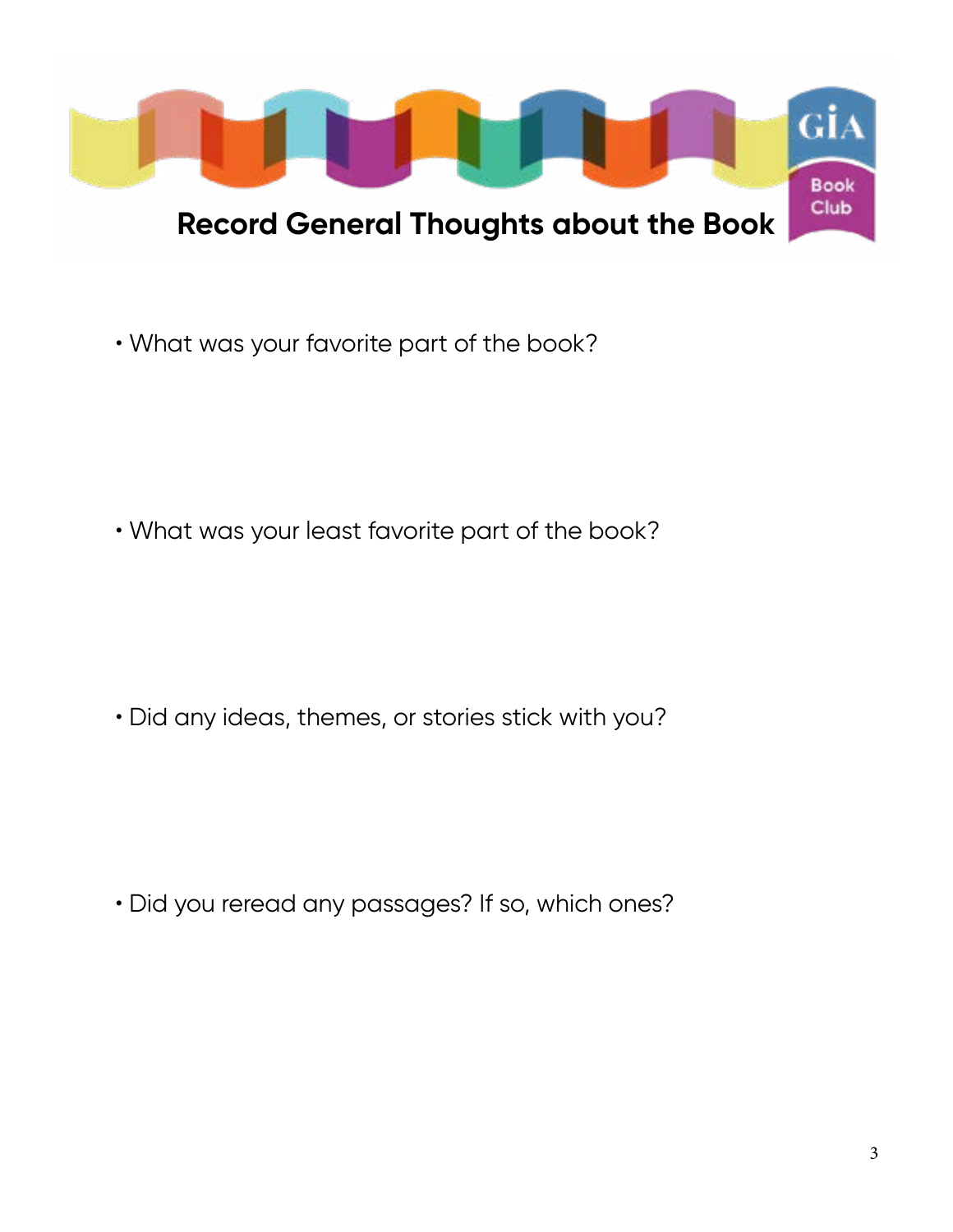# Record General Thoughts about the Book

- What was your favorite part of the book?

- What was your least favorite part of the book?

- Did any ideas, themes, or stories stick with you?

- Did you reread any passages? If so, which ones?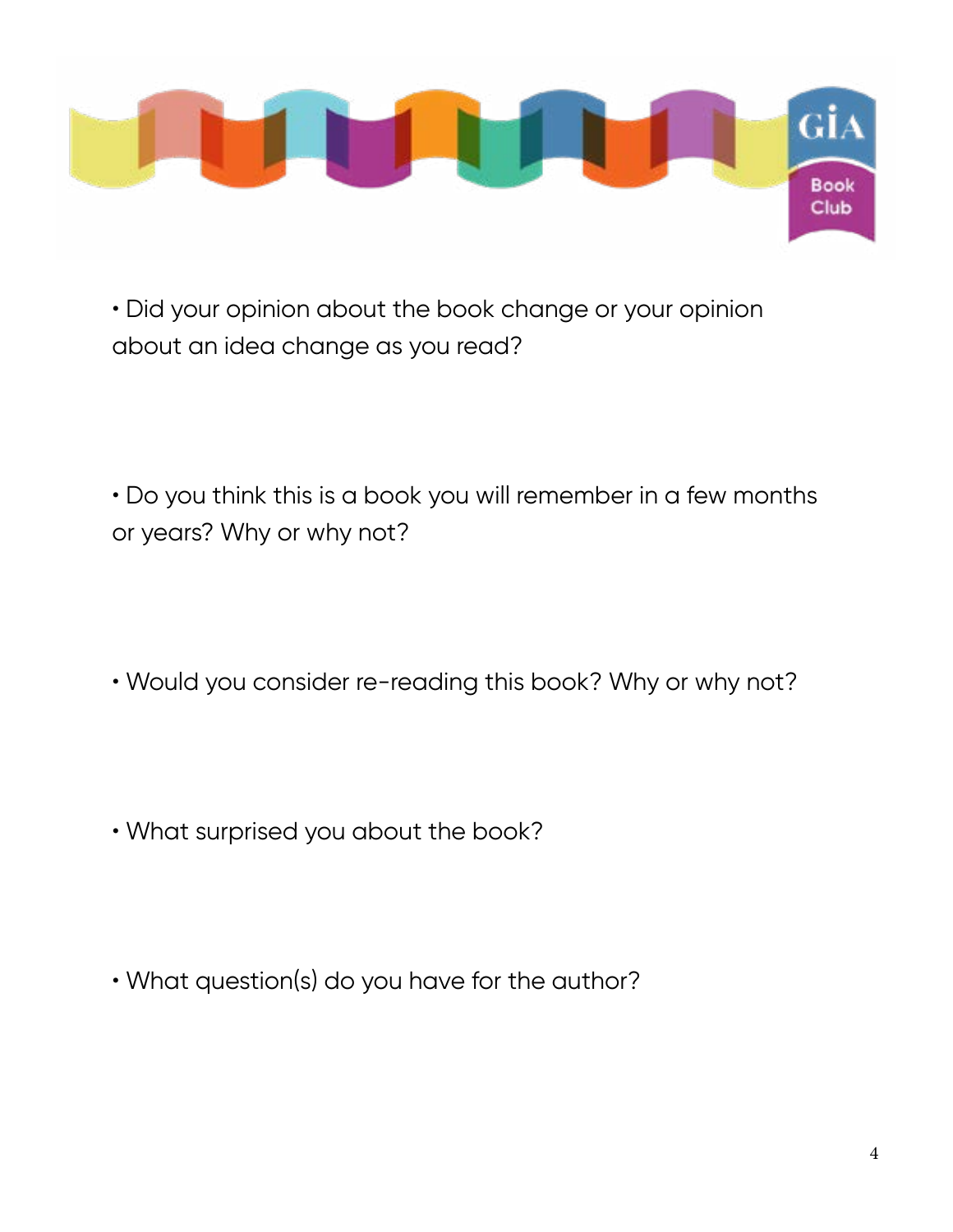- Did your opinion about the book change or your opinion about an idea change as you read?

- Do you think this is a book you will remember in a few months or years? Why or why not?

- Would you consider re-reading this book? Why or why not?

- What surprised you about the book?

- What question(s) do you have for the author?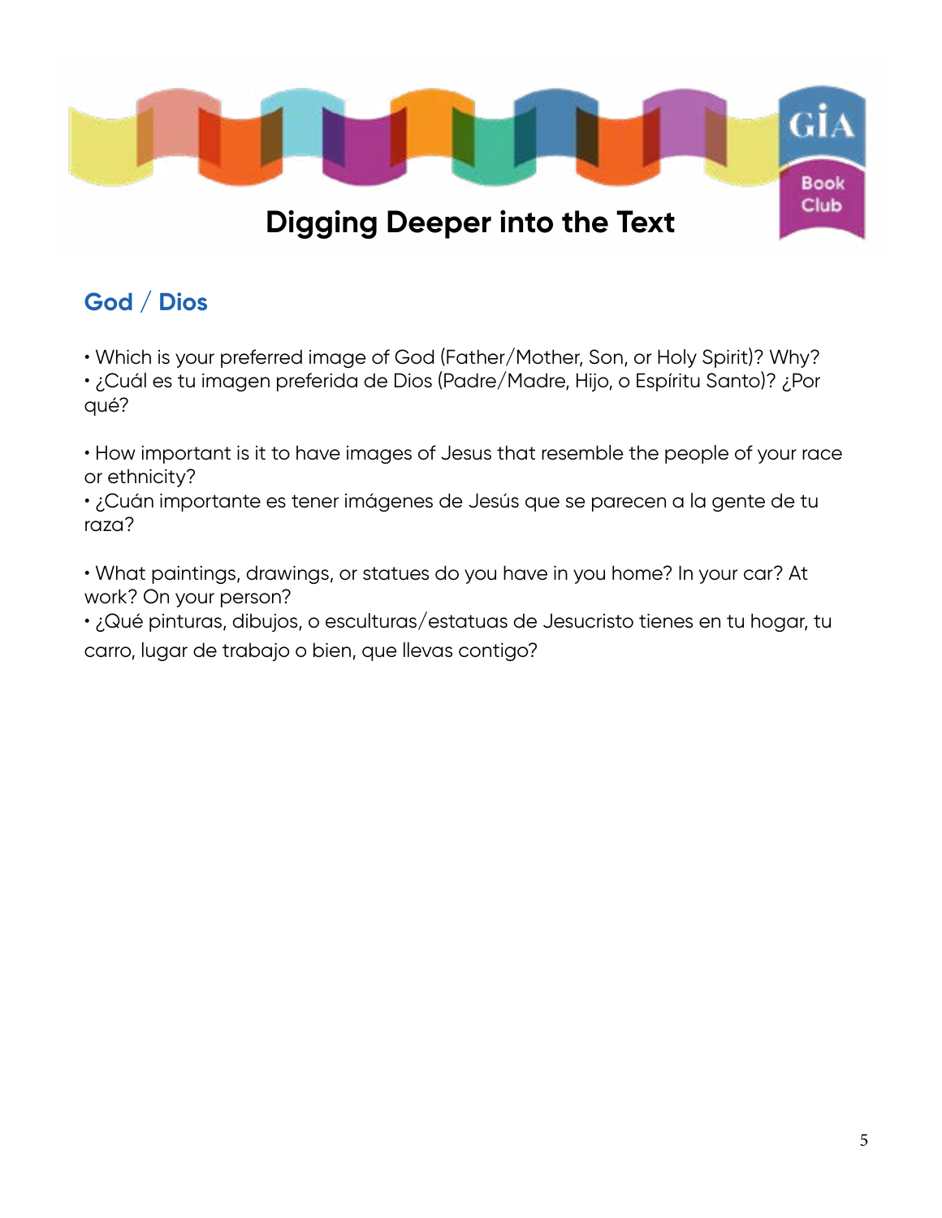# Digging Deeper into the Text

## God / Dios

• Which is your preferred image of God (Father/Mother, Son, or Holy Spirit)? Why?
• ¿Cuál es tu imagen preferida de Dios (Padre/Madre, Hijo, o Espíritu Santo)? ¿Por qué?

• How important is it to have images of Jesus that resemble the people of your race or ethnicity?
• ¿Cuán importante es tener imágenes de Jesús que se parecen a la gente de tu raza?

• What paintings, drawings, or statues do you have in you home? In your car? At work? On your person?
• ¿Qué pinturas, dibujos, o esculturas/estatuas de Jesucristo tienes en tu hogar, tu carro, lugar de trabajo o bien, que llevas contigo?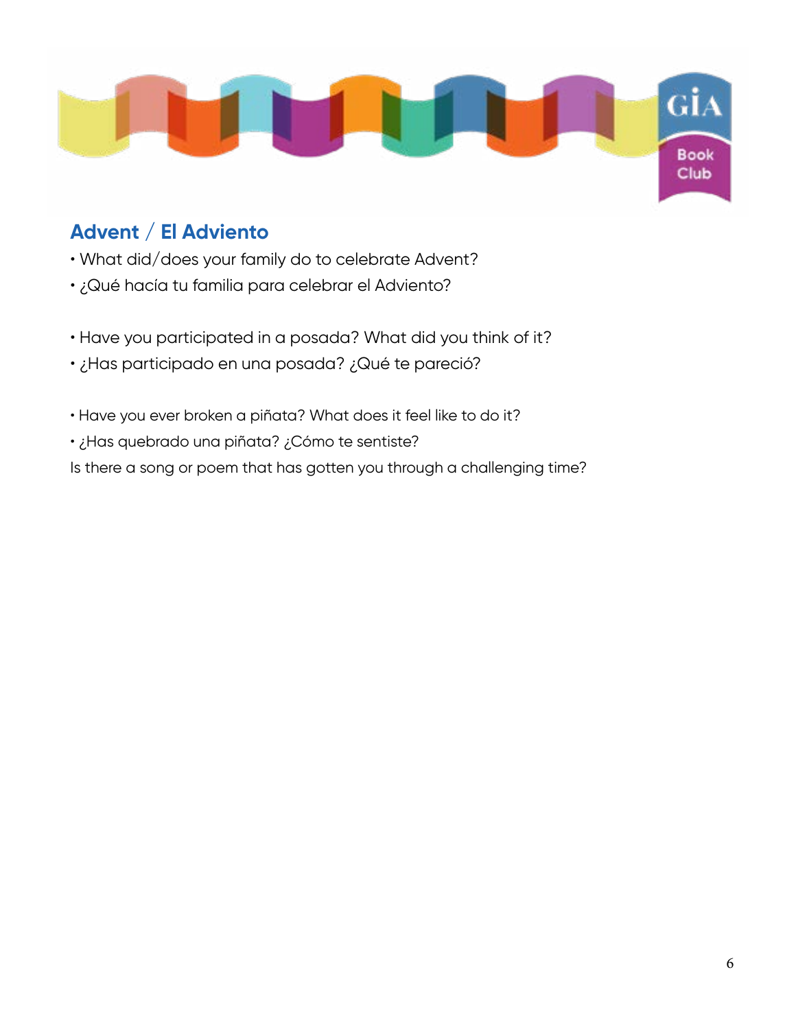## Advent / El Adviento

- What did/does your family do to celebrate Advent?
- ¿Qué hacía tu familia para celebrar el Adviento?

- Have you participated in a posada? What did you think of it?
- ¿Has participado en una posada? ¿Qué te pareció?

- Have you ever broken a piñata? What does it feel like to do it?
- ¿Has quebrado una piñata? ¿Cómo te sentiste?

Is there a song or poem that has gotten you through a challenging time?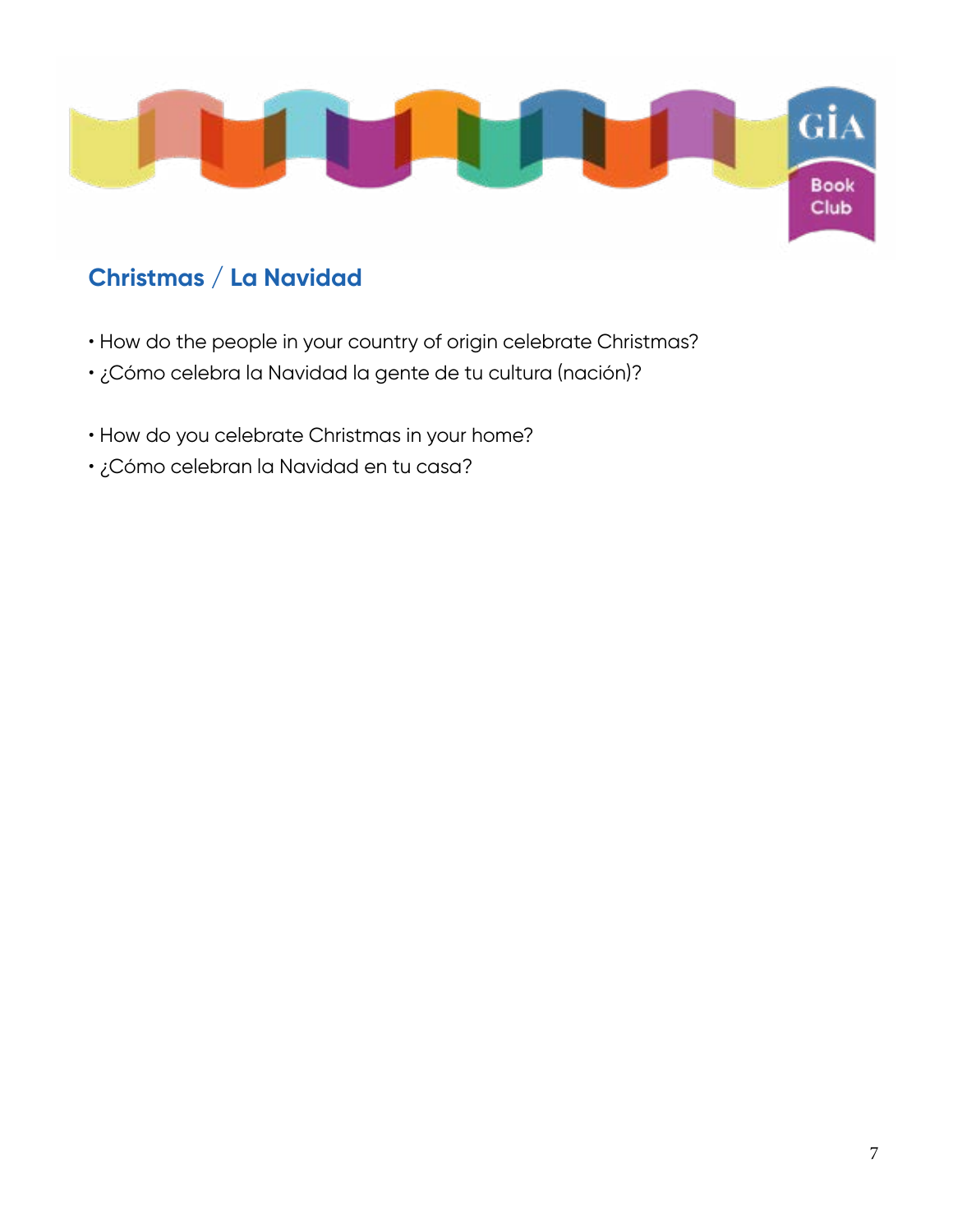## Christmas / La Navidad

- How do the people in your country of origin celebrate Christmas?
- ¿Cómo celebra la Navidad la gente de tu cultura (nación)?

- How do you celebrate Christmas in your home?
- ¿Cómo celebran la Navidad en tu casa?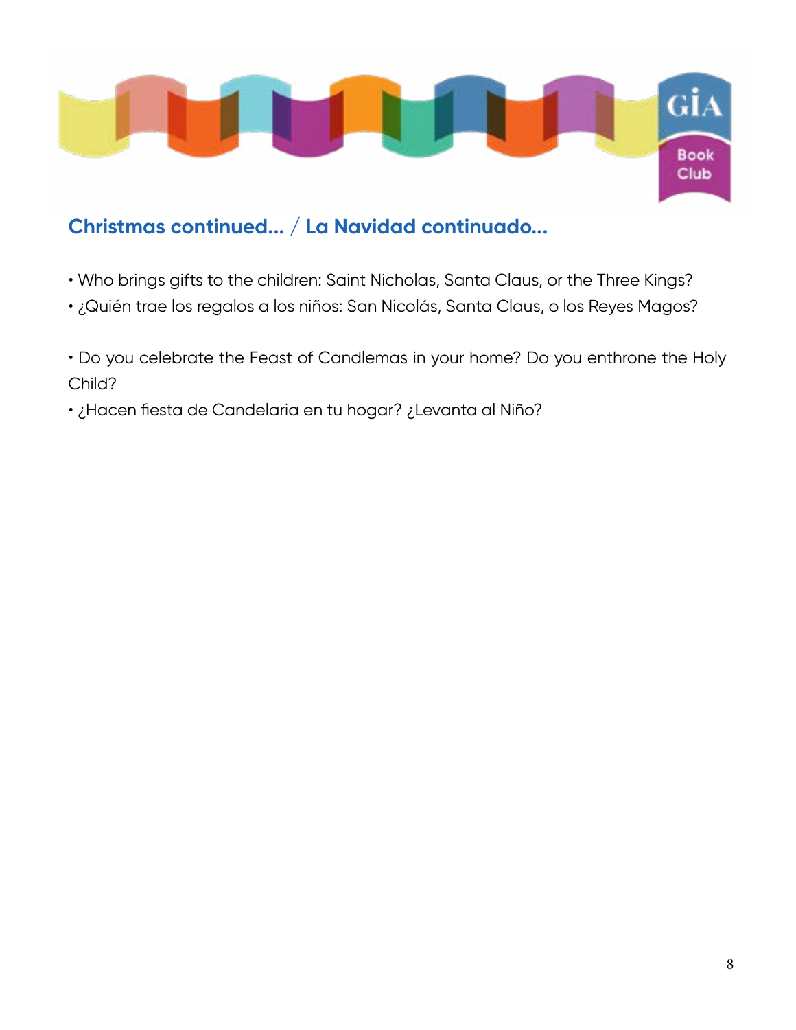## Christmas continued... / La Navidad continuado...

- Who brings gifts to the children: Saint Nicholas, Santa Claus, or the Three Kings?
- ¿Quién trae los regalos a los niños: San Nicolás, Santa Claus, o los Reyes Magos?

- Do you celebrate the Feast of Candlemas in your home? Do you enthrone the Holy Child?
- ¿Hacen fiesta de Candelaria en tu hogar? ¿Levanta al Niño?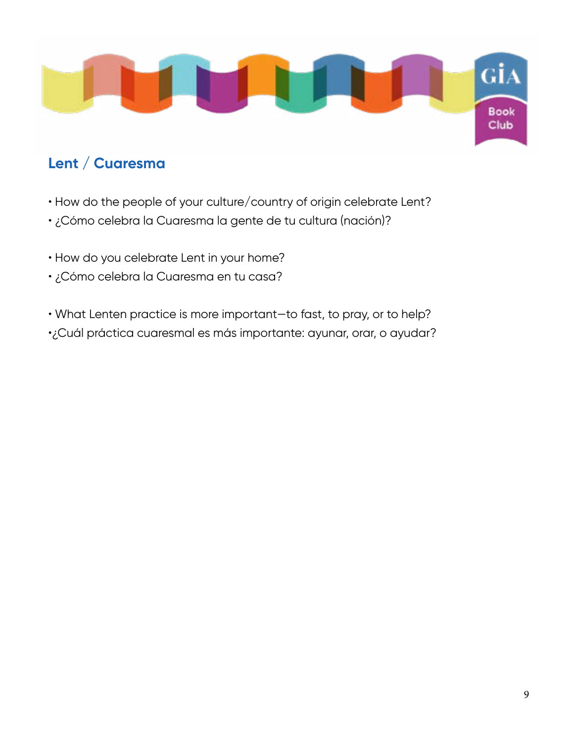## Lent / Cuaresma

- How do the people of your culture/country of origin celebrate Lent?
- ¿Cómo celebra la Cuaresma la gente de tu cultura (nación)?

- How do you celebrate Lent in your home?
- ¿Cómo celebra la Cuaresma en tu casa?

- What Lenten practice is more important—to fast, to pray, or to help?
- ¿Cuál práctica cuaresmal es más importante: ayunar, orar, o ayudar?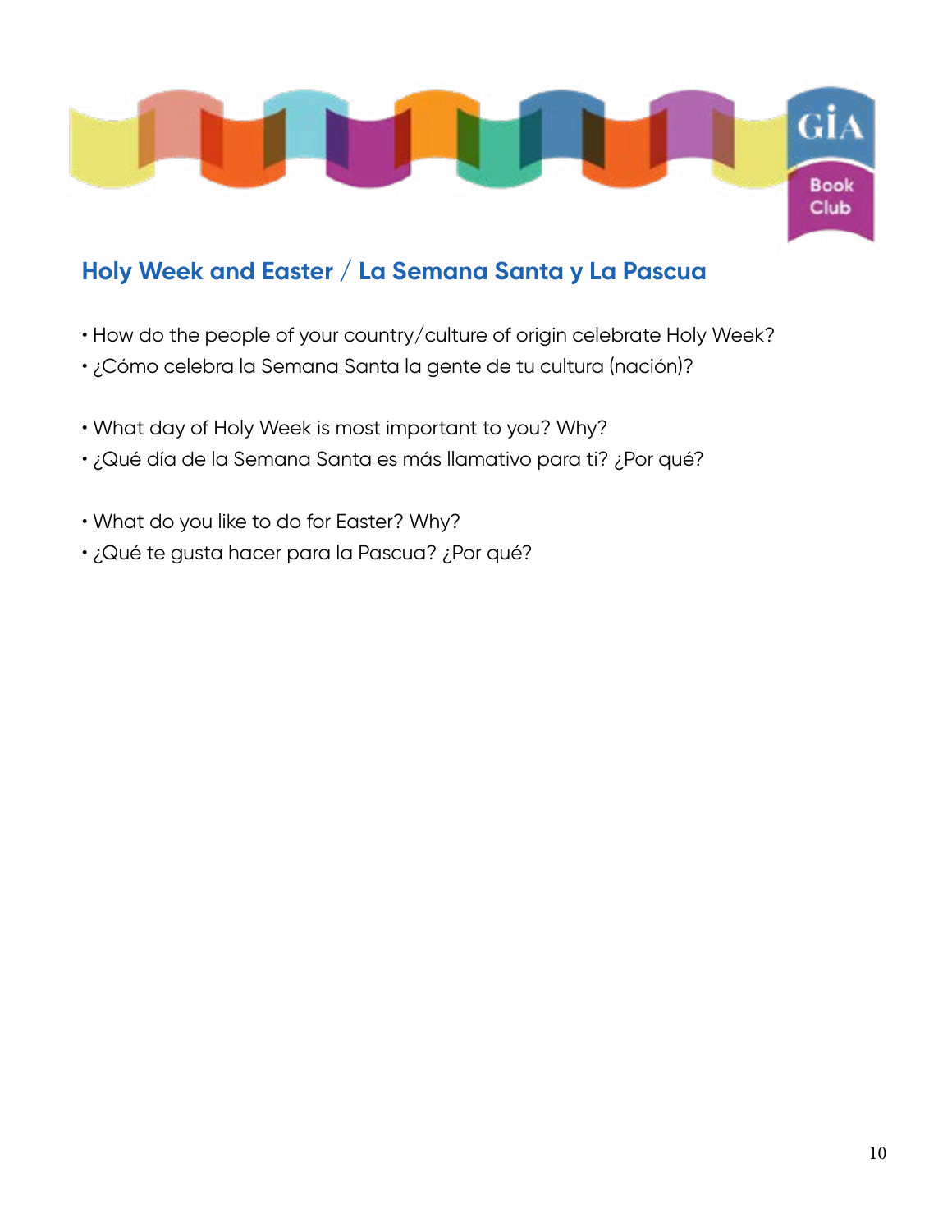## Holy Week and Easter / La Semana Santa y La Pascua

- How do the people of your country/culture of origin celebrate Holy Week?
- ¿Cómo celebra la Semana Santa la gente de tu cultura (nación)?

- What day of Holy Week is most important to you? Why?
- ¿Qué día de la Semana Santa es más llamativo para ti? ¿Por qué?

- What do you like to do for Easter? Why?
- ¿Qué te gusta hacer para la Pascua? ¿Por qué?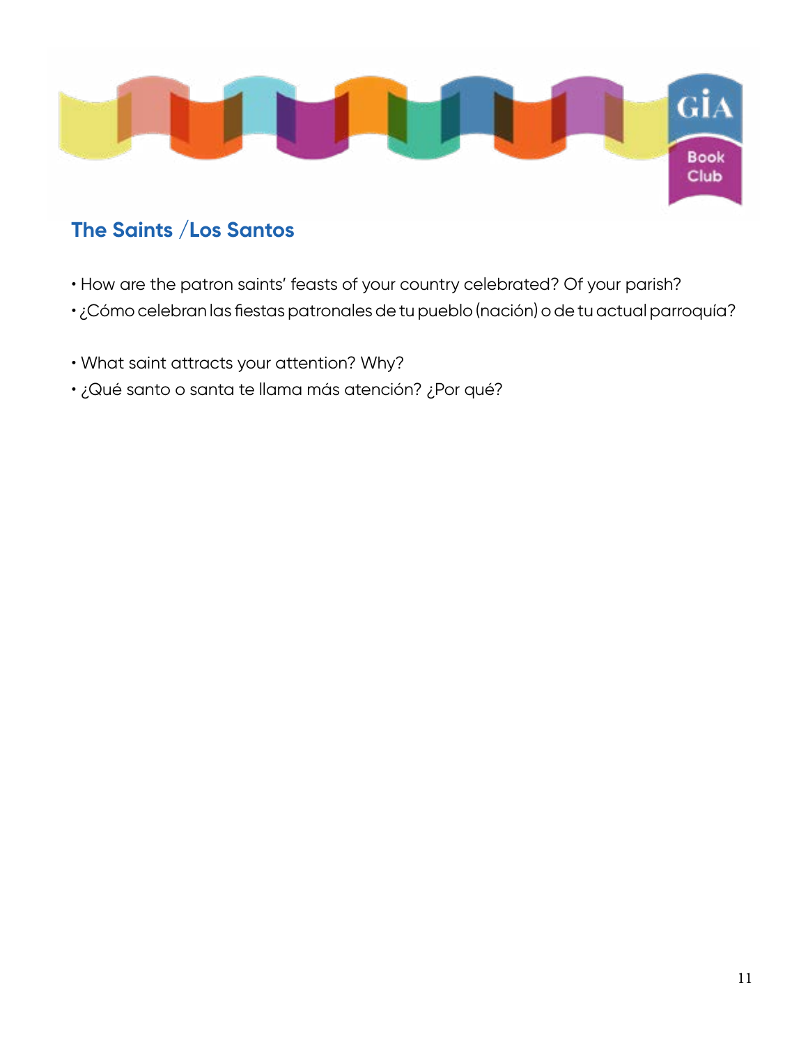## The Saints /Los Santos

- How are the patron saints' feasts of your country celebrated? Of your parish?
- ¿Cómo celebran las fiestas patronales de tu pueblo (nación) o de tu actual parroquía?

- What saint attracts your attention? Why?
- ¿Qué santo o santa te llama más atención? ¿Por qué?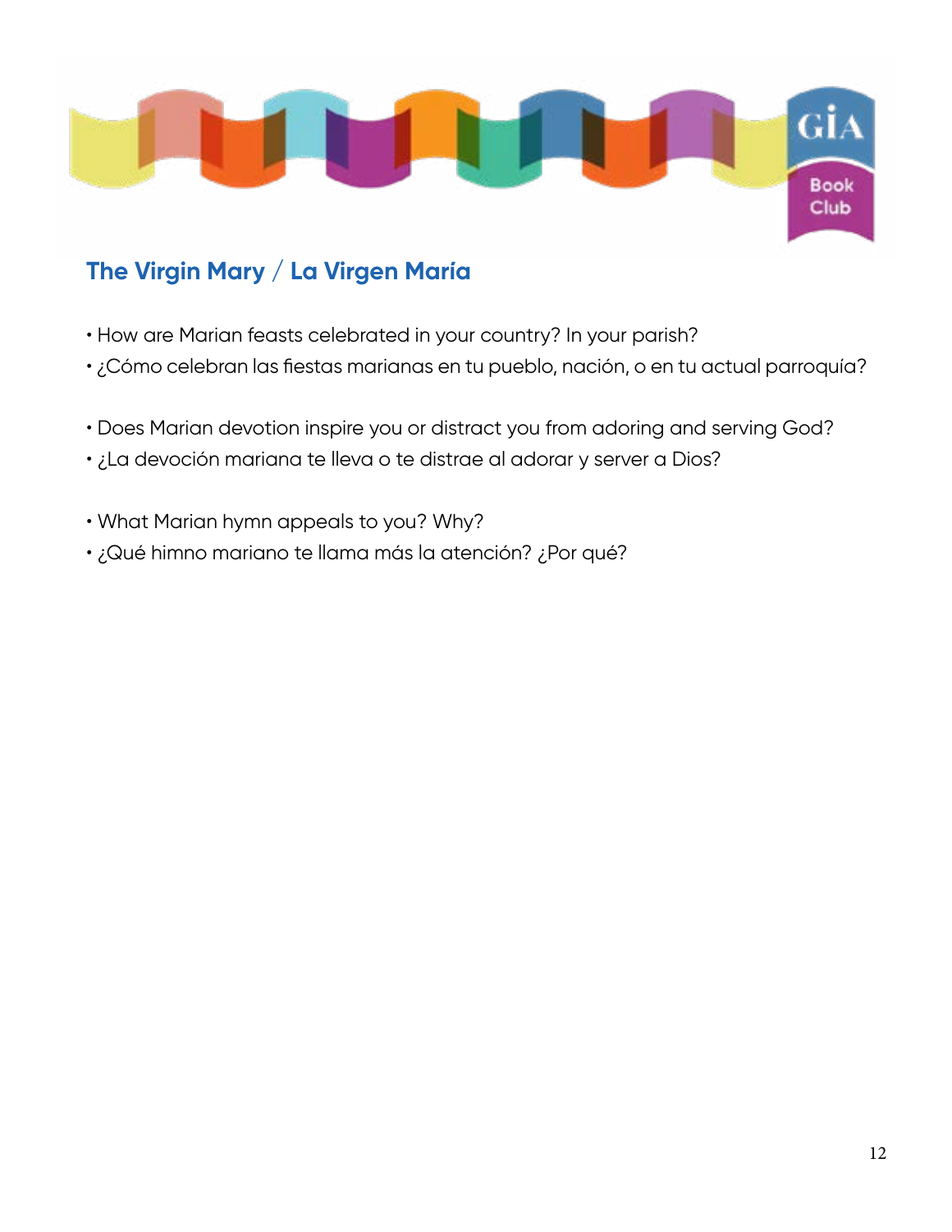## The Virgin Mary / La Virgen María

- How are Marian feasts celebrated in your country? In your parish?
- ¿Cómo celebran las fiestas marianas en tu pueblo, nación, o en tu actual parroquía?

- Does Marian devotion inspire you or distract you from adoring and serving God?
- ¿La devoción mariana te lleva o te distrae al adorar y server a Dios?

- What Marian hymn appeals to you? Why?
- ¿Qué himno mariano te llama más la atención? ¿Por qué?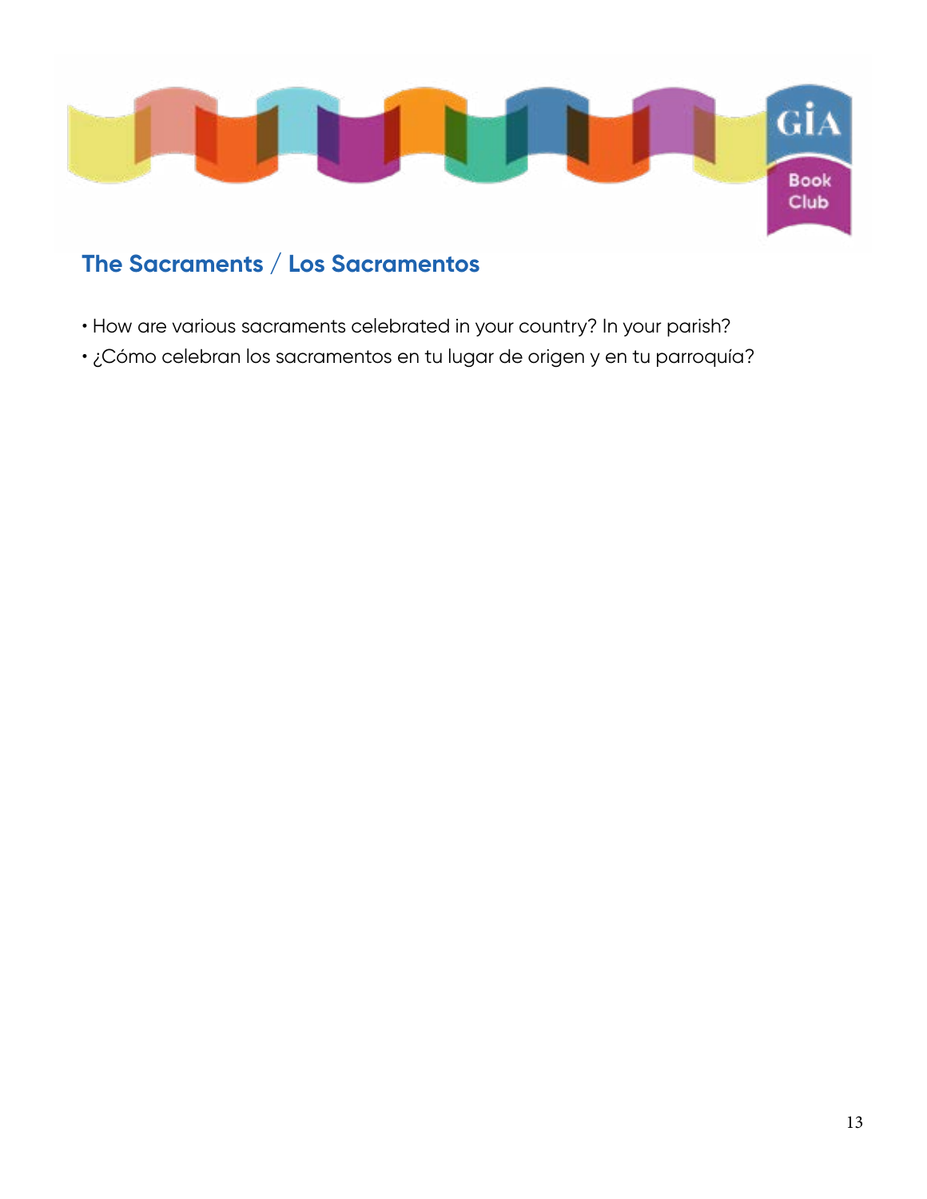## The Sacraments / Los Sacramentos

- How are various sacraments celebrated in your country? In your parish?
- ¿Cómo celebran los sacramentos en tu lugar de origen y en tu parroquía?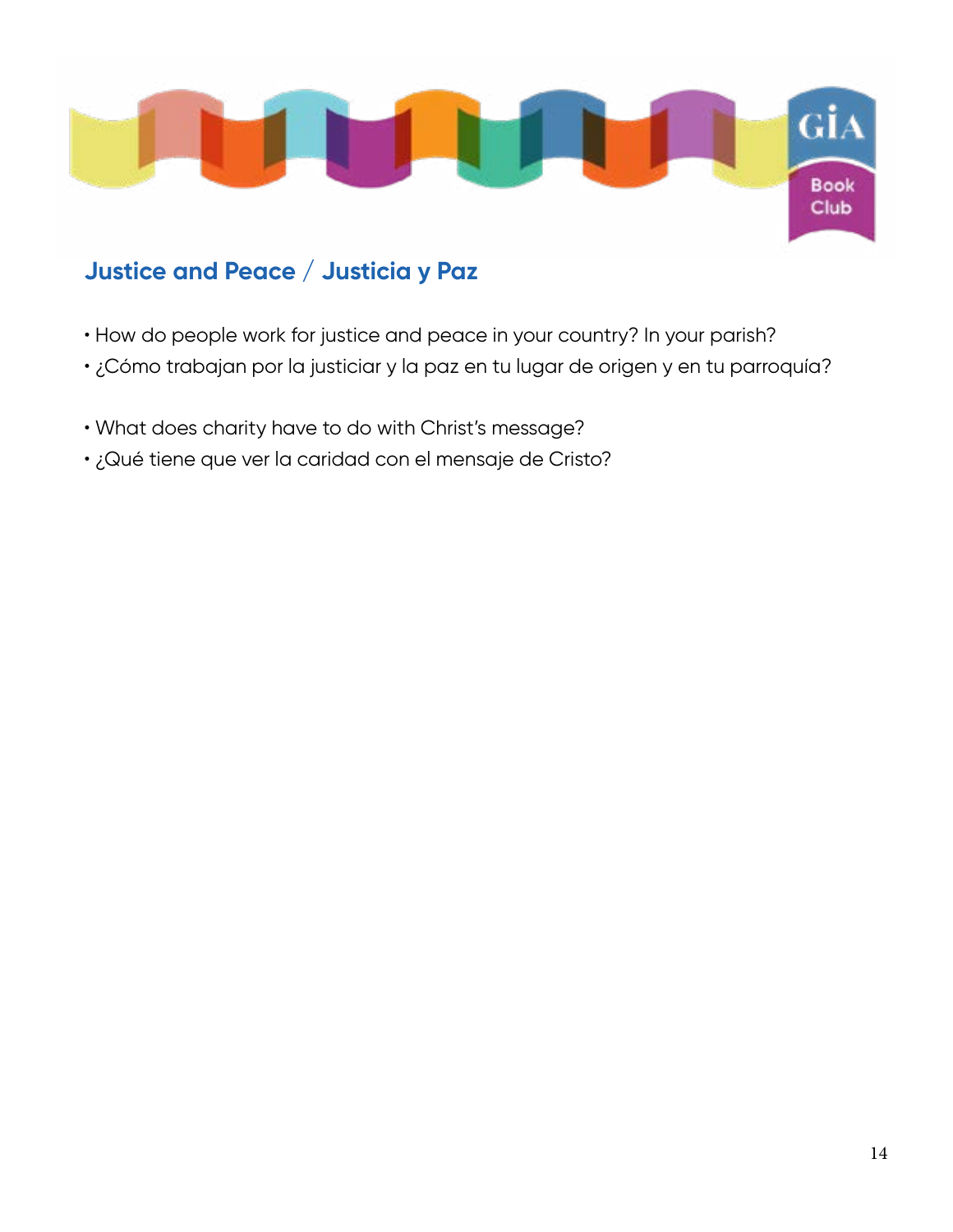## Justice and Peace / Justicia y Paz

- How do people work for justice and peace in your country? In your parish?
- ¿Cómo trabajan por la justiciar y la paz en tu lugar de origen y en tu parroquía?

- What does charity have to do with Christ's message?
- ¿Qué tiene que ver la caridad con el mensaje de Cristo?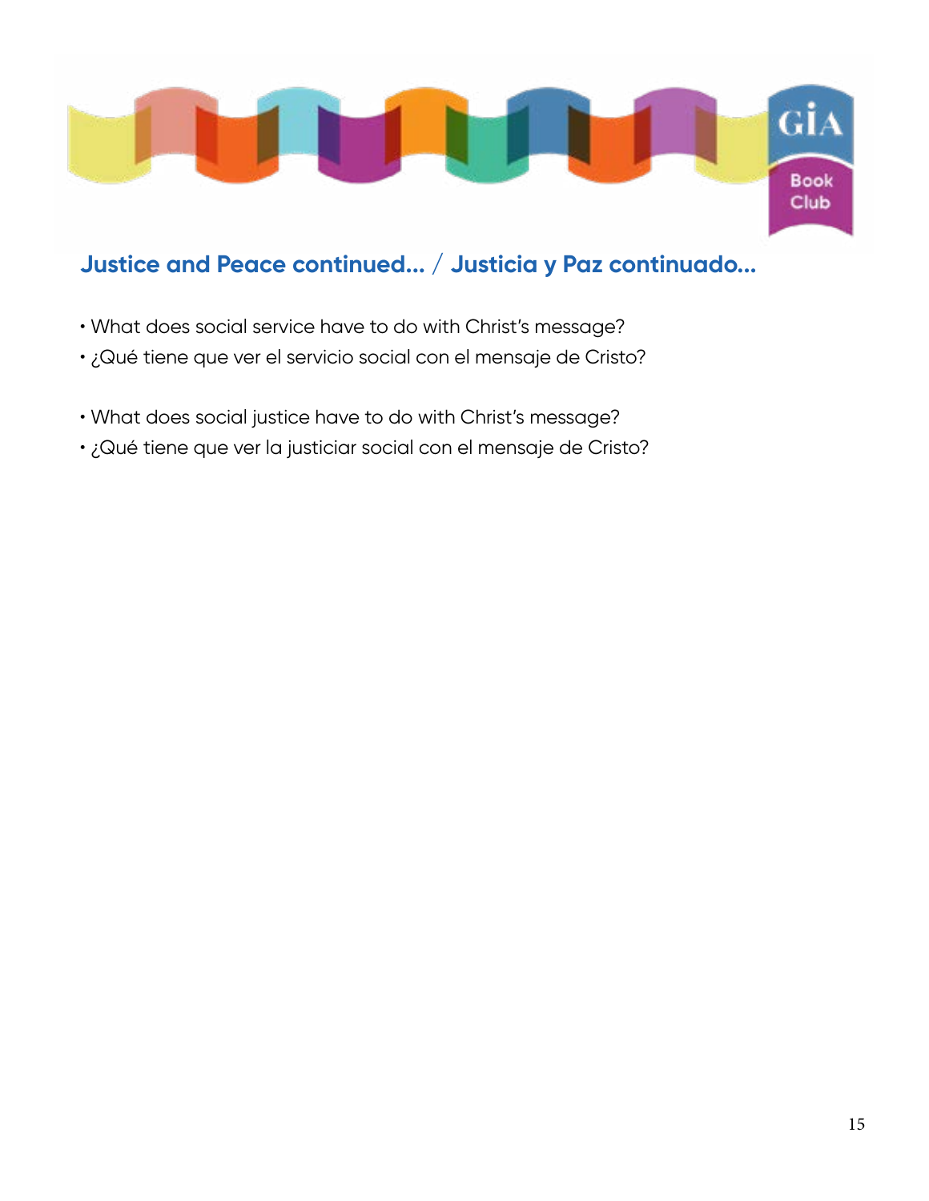## Justice and Peace continued... / Justicia y Paz continuado...

- What does social service have to do with Christ's message?
- ¿Qué tiene que ver el servicio social con el mensaje de Cristo?

- What does social justice have to do with Christ's message?
- ¿Qué tiene que ver la justiciar social con el mensaje de Cristo?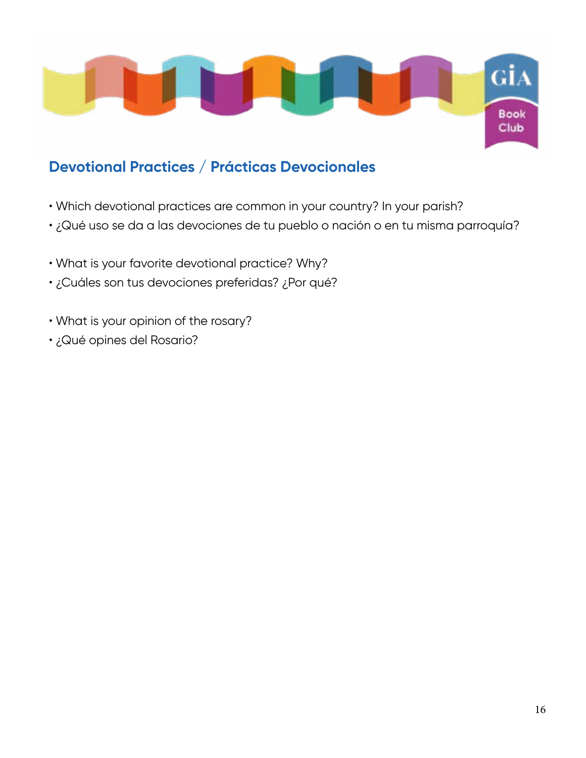## Devotional Practices / Prácticas Devocionales

- Which devotional practices are common in your country? In your parish?
- ¿Qué uso se da a las devociones de tu pueblo o nación o en tu misma parroquía?

- What is your favorite devotional practice? Why?
- ¿Cuáles son tus devociones preferidas? ¿Por qué?

- What is your opinion of the rosary?
- ¿Qué opines del Rosario?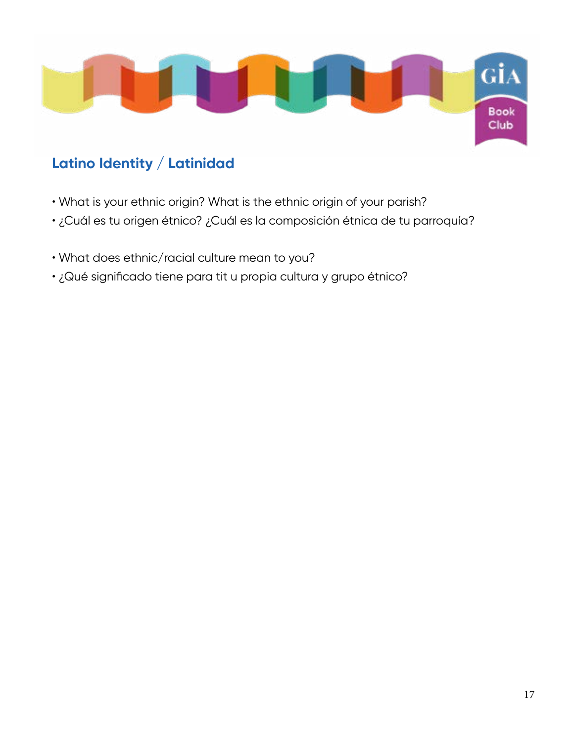## Latino Identity / Latinidad

- What is your ethnic origin? What is the ethnic origin of your parish?
- ¿Cuál es tu origen étnico? ¿Cuál es la composición étnica de tu parroquía?

- What does ethnic/racial culture mean to you?
- ¿Qué significado tiene para tit u propia cultura y grupo étnico?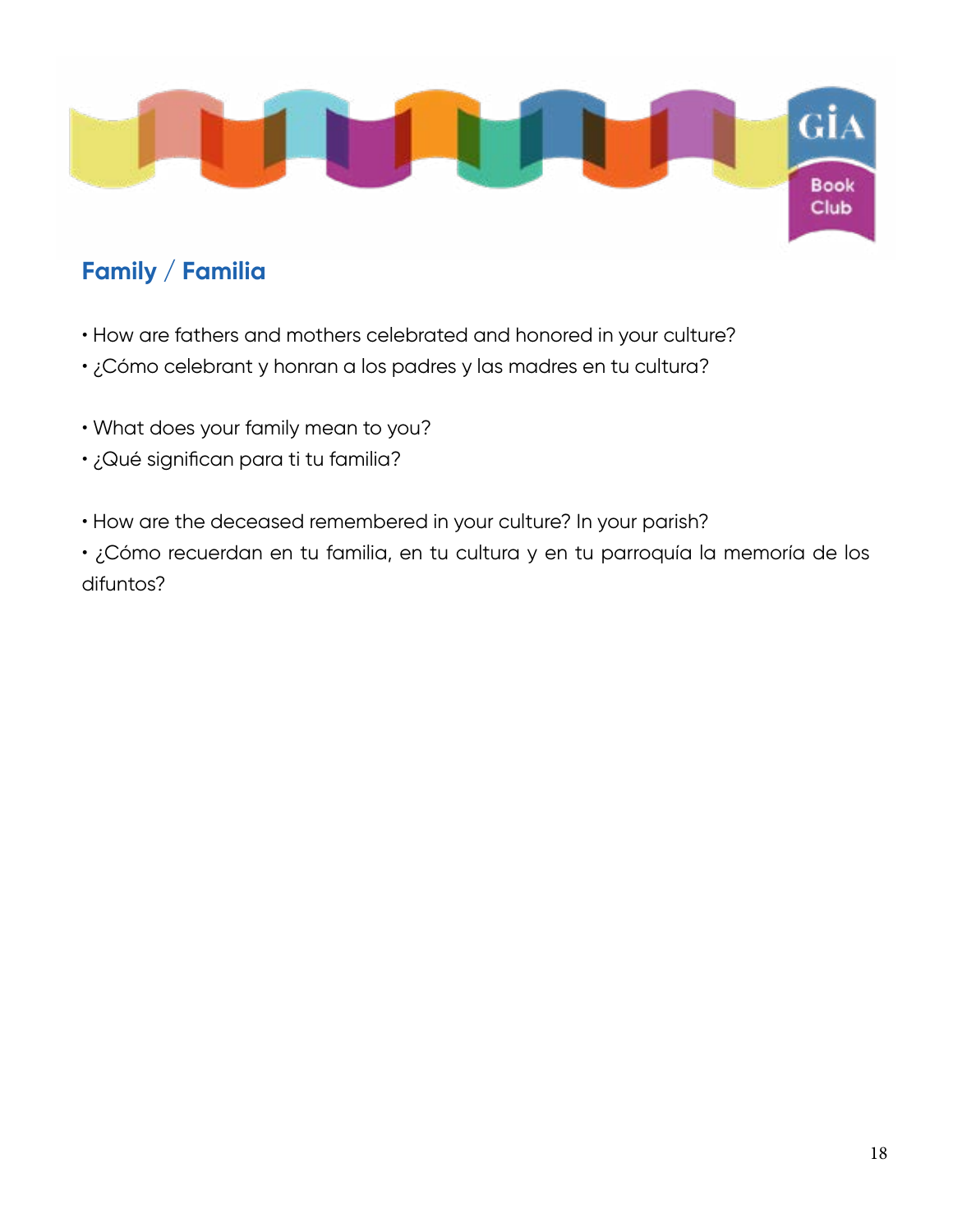## Family / Familia

- How are fathers and mothers celebrated and honored in your culture?
- ¿Cómo celebrant y honran a los padres y las madres en tu cultura?

- What does your family mean to you?
- ¿Qué significan para ti tu familia?

- How are the deceased remembered in your culture? In your parish?
- ¿Cómo recuerdan en tu familia, en tu cultura y en tu parroquía la memoría de los difuntos?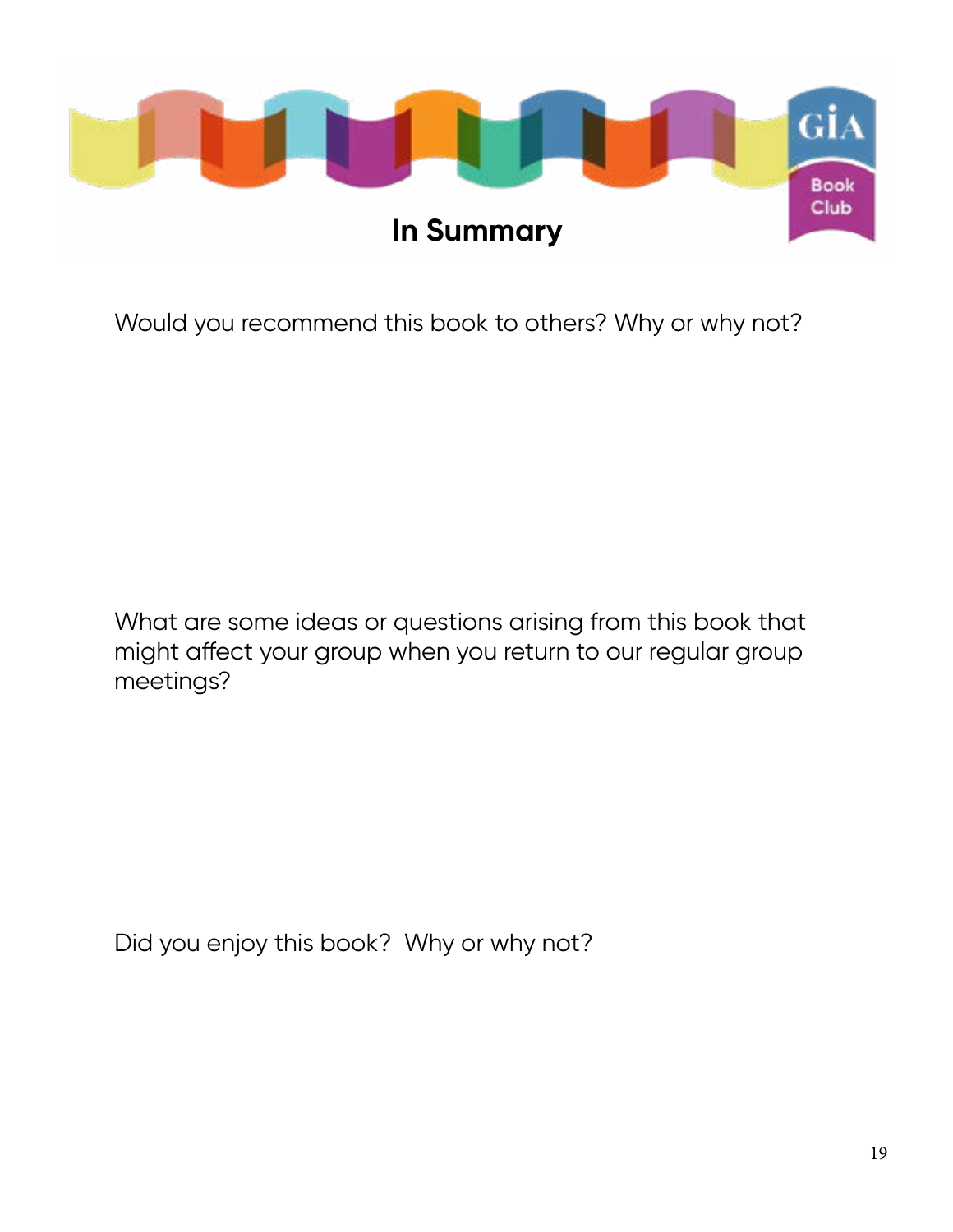GIA Book Club

# In Summary

Would you recommend this book to others? Why or why not?

What are some ideas or questions arising from this book that might affect your group when you return to our regular group meetings?

Did you enjoy this book?  Why or why not?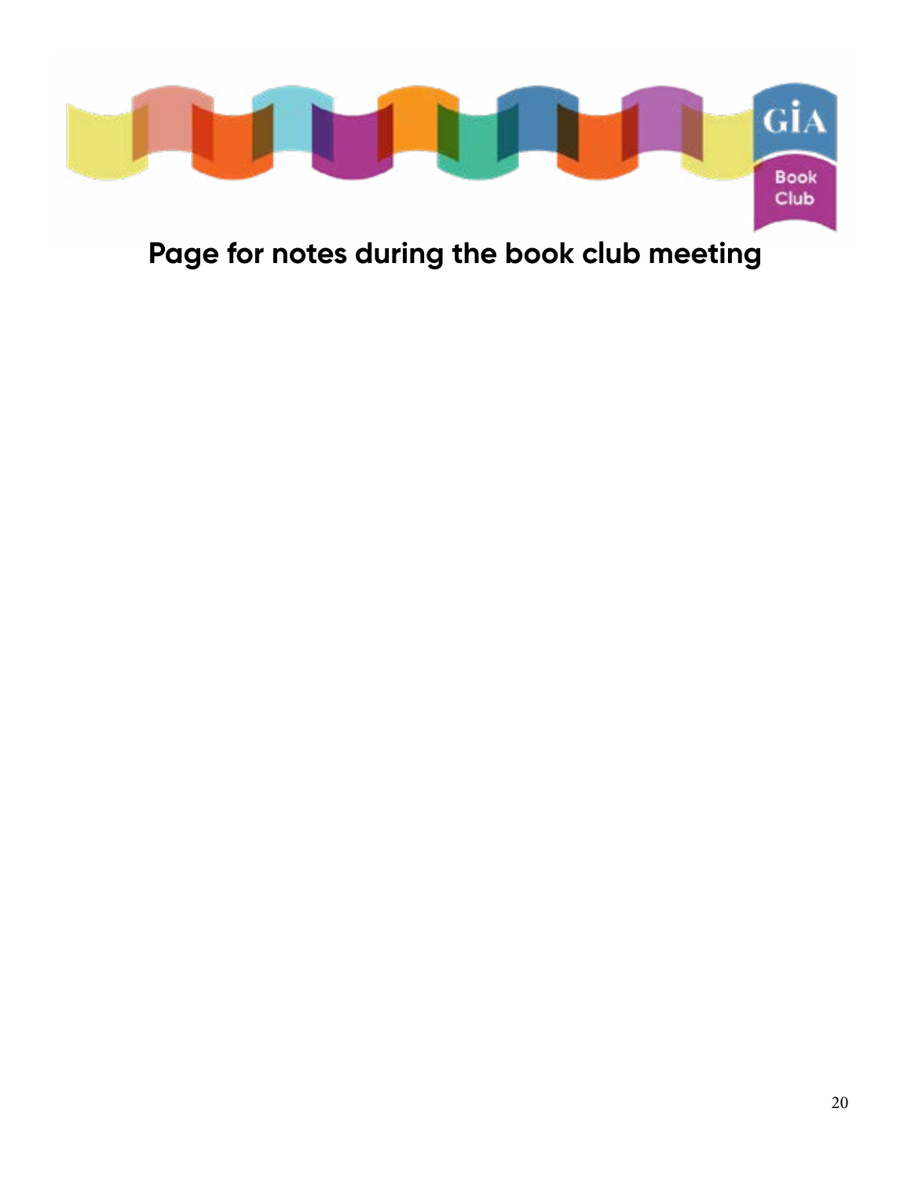# Page for notes during the book club meeting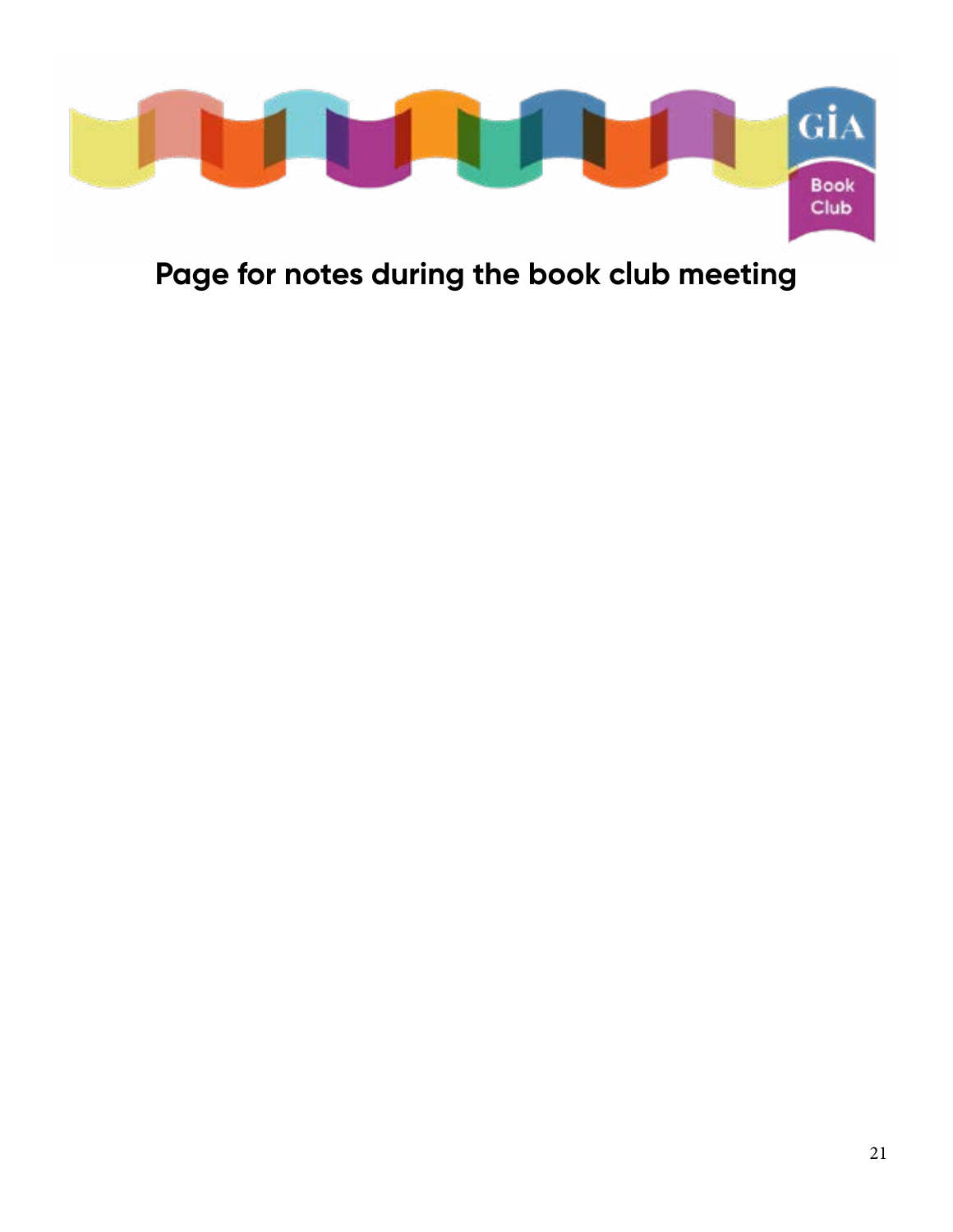## Page for notes during the book club meeting